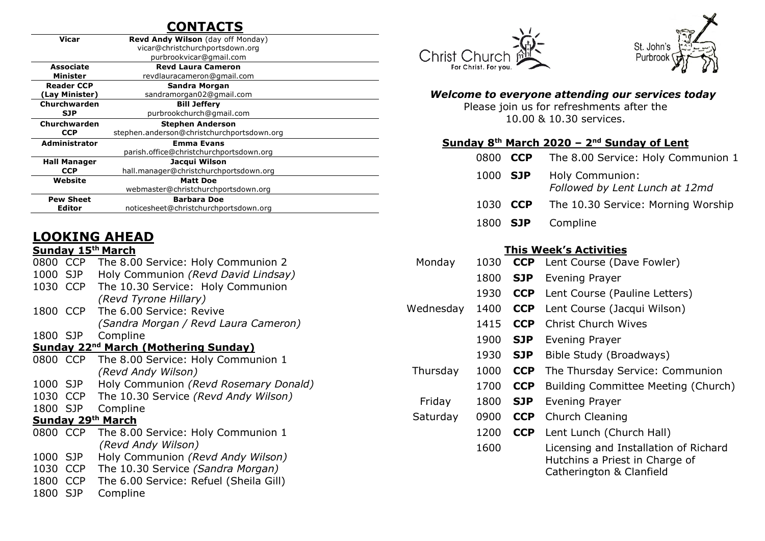## CONTACTS

| Role | Contact |
| --- | --- |
| **Vicar** | **Revd Andy Wilson** (day off Monday)<br>vicar@christchurchportsdown.org<br>purbrookvicar@gmail.com |
| **Associate Minister** | **Revd Laura Cameron**<br>revdlauracameron@gmail.com |
| **Reader CCP (Lay Minister)** | **Sandra Morgan**<br>sandramorgan02@gmail.com |
| **Churchwarden SJP** | **Bill Jeffery**<br>purbrookchurch@gmail.com |
| **Churchwarden CCP** | **Stephen Anderson**<br>stephen.anderson@christchurchportsdown.org |
| **Administrator** | **Emma Evans**<br>parish.office@christchurchportsdown.org |
| **Hall Manager CCP** | **Jacqui Wilson**<br>hall.manager@christchurchportsdown.org |
| **Website** | **Matt Doe**<br>webmaster@christchurchportsdown.org |
| **Pew Sheet Editor** | **Barbara Doe**<br>noticesheet@christchurchportsdown.org |

## LOOKING AHEAD

**Sunday 15th March**

| | | |
| --- | --- | --- |
| 0800 | CCP | The 8.00 Service: Holy Communion 2 |
| 1000 | SJP | Holy Communion *(Revd David Lindsay)* |
| 1030 | CCP | The 10.30 Service: Holy Communion *(Revd Tyrone Hillary)* |
| 1800 | CCP | The 6.00 Service: Revive *(Sandra Morgan / Revd Laura Cameron)* |
| 1800 | SJP | Compline |

**Sunday 22nd March (Mothering Sunday)**

| | | |
| --- | --- | --- |
| 0800 | CCP | The 8.00 Service: Holy Communion 1 *(Revd Andy Wilson)* |
| 1000 | SJP | Holy Communion *(Revd Rosemary Donald)* |
| 1030 | CCP | The 10.30 Service *(Revd Andy Wilson)* |
| 1800 | SJP | Compline |

**Sunday 29th March**

| | | |
| --- | --- | --- |
| 0800 | CCP | The 8.00 Service: Holy Communion 1 *(Revd Andy Wilson)* |
| 1000 | SJP | Holy Communion *(Revd Andy Wilson)* |
| 1030 | CCP | The 10.30 Service *(Sandra Morgan)* |
| 1800 | CCP | The 6.00 Service: Refuel (Sheila Gill) |
| 1800 | SJP | Compline |

Christ Church
For Christ. For you.

St. John's
Purbrook

***Welcome to everyone attending our services today***

Please join us for refreshments after the 10.00 & 10.30 services.

**Sunday 8th March 2020 – 2nd Sunday of Lent**

| | | |
| --- | --- | --- |
| 0800 | **CCP** | The 8.00 Service: Holy Communion 1 |
| 1000 | **SJP** | Holy Communion: *Followed by Lent Lunch at 12md* |
| 1030 | **CCP** | The 10.30 Service: Morning Worship |
| 1800 | **SJP** | Compline |

**This Week's Activities**

| | | | |
| --- | --- | --- | --- |
| Monday | 1030 | **CCP** | Lent Course (Dave Fowler) |
| | 1800 | **SJP** | Evening Prayer |
| | 1930 | **CCP** | Lent Course (Pauline Letters) |
| Wednesday | 1400 | **CCP** | Lent Course (Jacqui Wilson) |
| | 1415 | **CCP** | Christ Church Wives |
| | 1900 | **SJP** | Evening Prayer |
| | 1930 | **SJP** | Bible Study (Broadways) |
| Thursday | 1000 | **CCP** | The Thursday Service: Communion |
| | 1700 | **CCP** | Building Committee Meeting (Church) |
| Friday | 1800 | **SJP** | Evening Prayer |
| Saturday | 0900 | **CCP** | Church Cleaning |
| | 1200 | **CCP** | Lent Lunch (Church Hall) |
| | 1600 | | Licensing and Installation of Richard Hutchins a Priest in Charge of Catherington & Clanfield |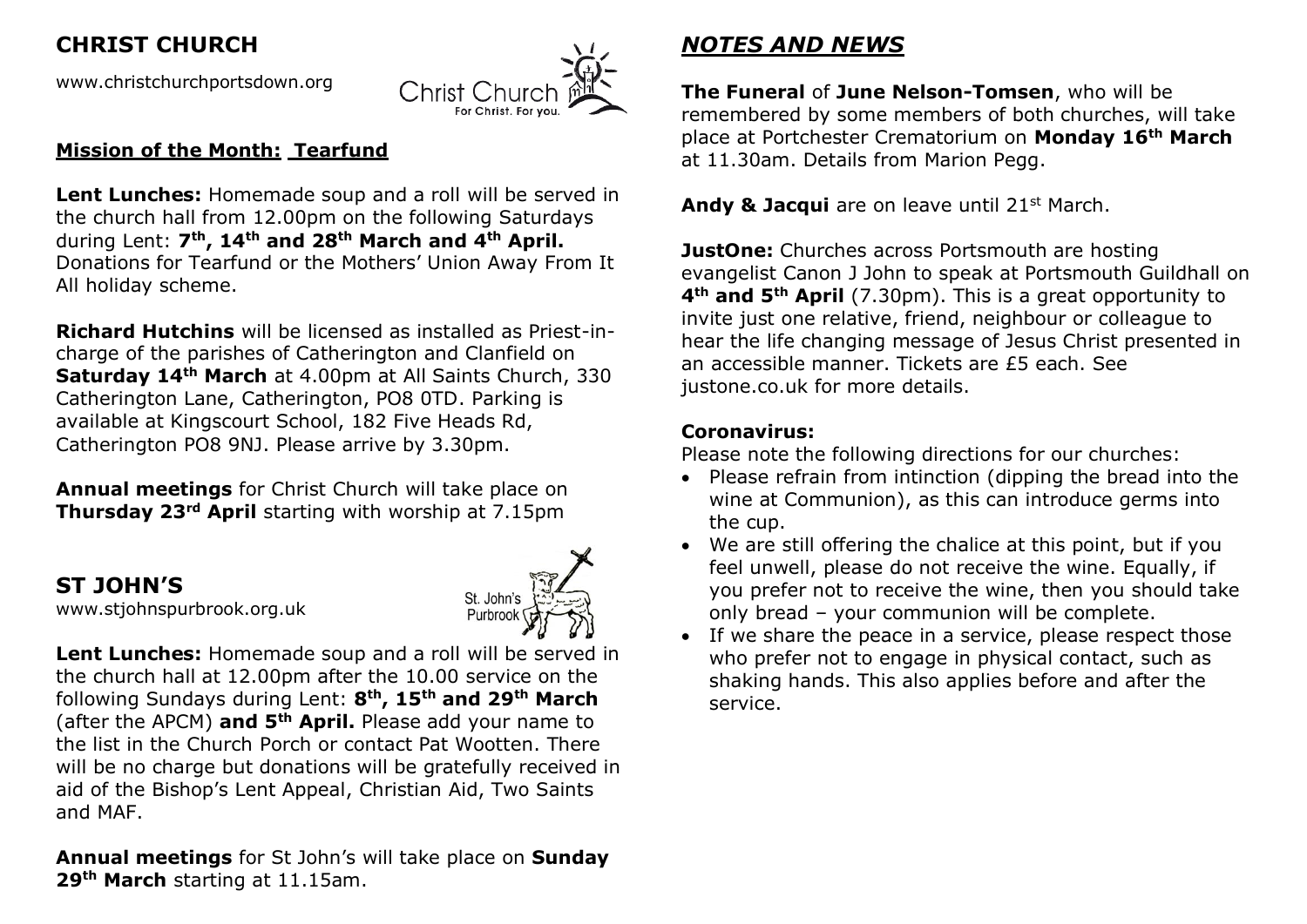## CHRIST CHURCH

www.christchurchportsdown.org

Christ Church
For Christ. For you.

**Mission of the Month: Tearfund**

**Lent Lunches:** Homemade soup and a roll will be served in the church hall from 12.00pm on the following Saturdays during Lent: **7th, 14th and 28th March and 4th April.** Donations for Tearfund or the Mothers' Union Away From It All holiday scheme.

**Richard Hutchins** will be licensed as installed as Priest-in-charge of the parishes of Catherington and Clanfield on **Saturday 14th March** at 4.00pm at All Saints Church, 330 Catherington Lane, Catherington, PO8 0TD. Parking is available at Kingscourt School, 182 Five Heads Rd, Catherington PO8 9NJ. Please arrive by 3.30pm.

**Annual meetings** for Christ Church will take place on **Thursday 23rd April** starting with worship at 7.15pm

## ST JOHN'S

www.stjohnspurbrook.org.uk

St. John's Purbrook

**Lent Lunches:** Homemade soup and a roll will be served in the church hall at 12.00pm after the 10.00 service on the following Sundays during Lent: **8th, 15th and 29th March** (after the APCM) **and 5th April.** Please add your name to the list in the Church Porch or contact Pat Wootten. There will be no charge but donations will be gratefully received in aid of the Bishop's Lent Appeal, Christian Aid, Two Saints and MAF.

**Annual meetings** for St John's will take place on **Sunday 29th March** starting at 11.15am.

## *NOTES AND NEWS*

**The Funeral** of **June Nelson-Tomsen**, who will be remembered by some members of both churches, will take place at Portchester Crematorium on **Monday 16th March** at 11.30am. Details from Marion Pegg.

**Andy & Jacqui** are on leave until 21st March.

**JustOne:** Churches across Portsmouth are hosting evangelist Canon J John to speak at Portsmouth Guildhall on **4th and 5th April** (7.30pm). This is a great opportunity to invite just one relative, friend, neighbour or colleague to hear the life changing message of Jesus Christ presented in an accessible manner. Tickets are £5 each. See justone.co.uk for more details.

**Coronavirus:**

Please note the following directions for our churches:

- Please refrain from intinction (dipping the bread into the wine at Communion), as this can introduce germs into the cup.
- We are still offering the chalice at this point, but if you feel unwell, please do not receive the wine. Equally, if you prefer not to receive the wine, then you should take only bread – your communion will be complete.
- If we share the peace in a service, please respect those who prefer not to engage in physical contact, such as shaking hands. This also applies before and after the service.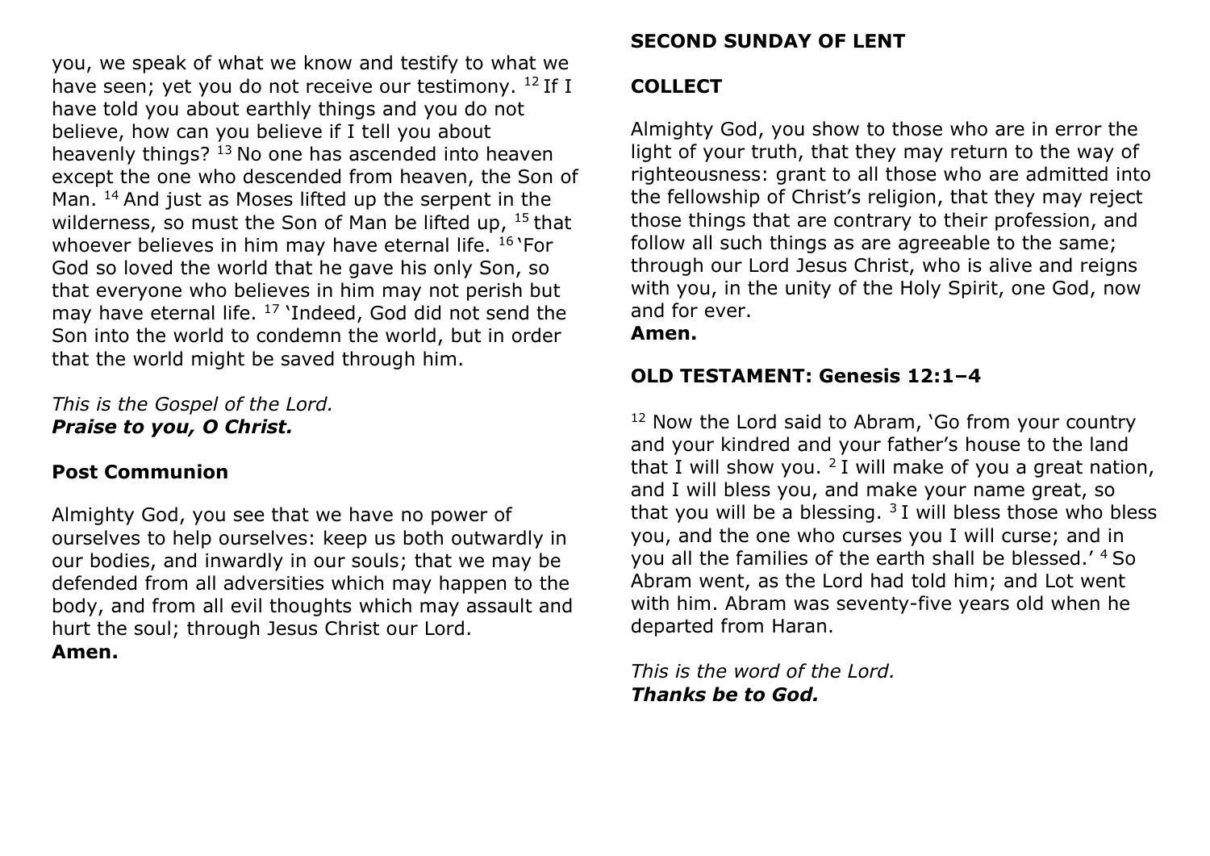you, we speak of what we know and testify to what we have seen; yet you do not receive our testimony. [12] If I have told you about earthly things and you do not believe, how can you believe if I tell you about heavenly things? [13] No one has ascended into heaven except the one who descended from heaven, the Son of Man. [14] And just as Moses lifted up the serpent in the wilderness, so must the Son of Man be lifted up, [15] that whoever believes in him may have eternal life. [16] 'For God so loved the world that he gave his only Son, so that everyone who believes in him may not perish but may have eternal life. [17] 'Indeed, God did not send the Son into the world to condemn the world, but in order that the world might be saved through him.

*This is the Gospel of the Lord.*
***Praise to you, O Christ.***

**Post Communion**

Almighty God, you see that we have no power of ourselves to help ourselves: keep us both outwardly in our bodies, and inwardly in our souls; that we may be defended from all adversities which may happen to the body, and from all evil thoughts which may assault and hurt the soul; through Jesus Christ our Lord.
**Amen.**

## SECOND SUNDAY OF LENT

**COLLECT**

Almighty God, you show to those who are in error the light of your truth, that they may return to the way of righteousness: grant to all those who are admitted into the fellowship of Christ's religion, that they may reject those things that are contrary to their profession, and follow all such things as are agreeable to the same; through our Lord Jesus Christ, who is alive and reigns with you, in the unity of the Holy Spirit, one God, now and for ever.
**Amen.**

**OLD TESTAMENT: Genesis 12:1–4**

[12] Now the Lord said to Abram, 'Go from your country and your kindred and your father's house to the land that I will show you. [2] I will make of you a great nation, and I will bless you, and make your name great, so that you will be a blessing. [3] I will bless those who bless you, and the one who curses you I will curse; and in you all the families of the earth shall be blessed.' [4] So Abram went, as the Lord had told him; and Lot went with him. Abram was seventy-five years old when he departed from Haran.

*This is the word of the Lord.*
***Thanks be to God.***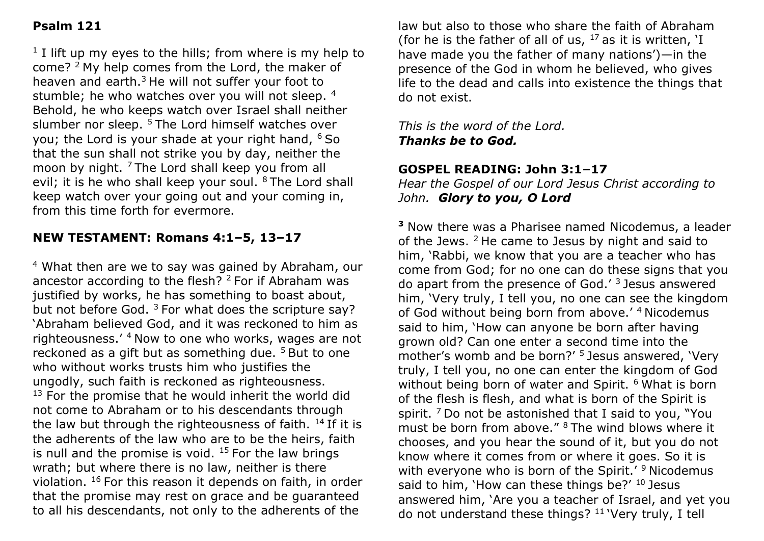**Psalm 121**

[1] I lift up my eyes to the hills; from where is my help to come? [2] My help comes from the Lord, the maker of heaven and earth.[3] He will not suffer your foot to stumble; he who watches over you will not sleep. [4] Behold, he who keeps watch over Israel shall neither slumber nor sleep. [5] The Lord himself watches over you; the Lord is your shade at your right hand, [6] So that the sun shall not strike you by day, neither the moon by night. [7] The Lord shall keep you from all evil; it is he who shall keep your soul. [8] The Lord shall keep watch over your going out and your coming in, from this time forth for evermore.

**NEW TESTAMENT: Romans 4:1–5, 13–17**

[4] What then are we to say was gained by Abraham, our ancestor according to the flesh? [2] For if Abraham was justified by works, he has something to boast about, but not before God. [3] For what does the scripture say? 'Abraham believed God, and it was reckoned to him as righteousness.' [4] Now to one who works, wages are not reckoned as a gift but as something due. [5] But to one who without works trusts him who justifies the ungodly, such faith is reckoned as righteousness. [13] For the promise that he would inherit the world did not come to Abraham or to his descendants through the law but through the righteousness of faith. [14] If it is the adherents of the law who are to be the heirs, faith is null and the promise is void. [15] For the law brings wrath; but where there is no law, neither is there violation. [16] For this reason it depends on faith, in order that the promise may rest on grace and be guaranteed to all his descendants, not only to the adherents of the law but also to those who share the faith of Abraham (for he is the father of all of us, [17] as it is written, 'I have made you the father of many nations')—in the presence of the God in whom he believed, who gives life to the dead and calls into existence the things that do not exist.

*This is the word of the Lord.*
***Thanks be to God.***

**GOSPEL READING: John 3:1–17**

*Hear the Gospel of our Lord Jesus Christ according to John.* ***Glory to you, O Lord***

**[3]** Now there was a Pharisee named Nicodemus, a leader of the Jews. [2] He came to Jesus by night and said to him, 'Rabbi, we know that you are a teacher who has come from God; for no one can do these signs that you do apart from the presence of God.' [3] Jesus answered him, 'Very truly, I tell you, no one can see the kingdom of God without being born from above.' [4] Nicodemus said to him, 'How can anyone be born after having grown old? Can one enter a second time into the mother's womb and be born?' [5] Jesus answered, 'Very truly, I tell you, no one can enter the kingdom of God without being born of water and Spirit. [6] What is born of the flesh is flesh, and what is born of the Spirit is spirit. [7] Do not be astonished that I said to you, "You must be born from above." [8] The wind blows where it chooses, and you hear the sound of it, but you do not know where it comes from or where it goes. So it is with everyone who is born of the Spirit.' [9] Nicodemus said to him, 'How can these things be?' [10] Jesus answered him, 'Are you a teacher of Israel, and yet you do not understand these things? [11] 'Very truly, I tell